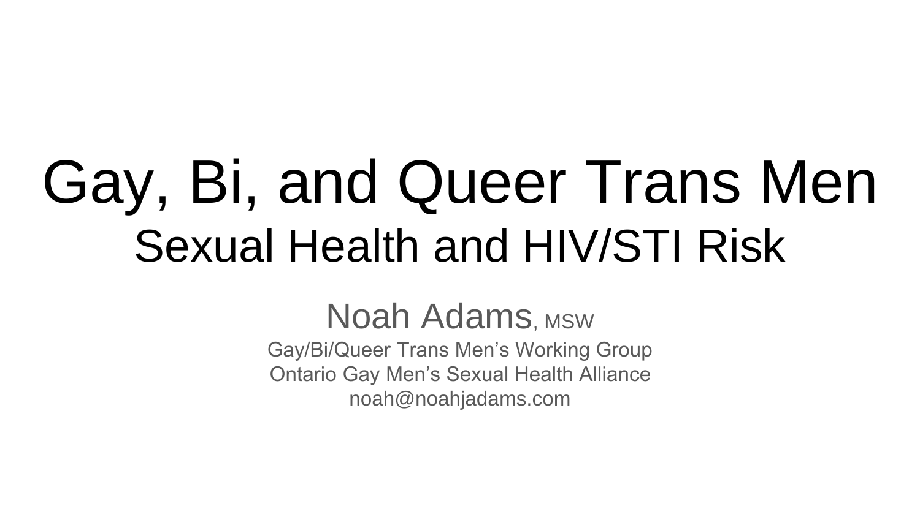# Gay, Bi, and Queer Trans Men

## Sexual Health and HIV/STI Risk

Noah Adams, MSW

Gay/Bi/Queer Trans Men's Working Group

Ontario Gay Men's Sexual Health Alliance

noah@noahjadams.com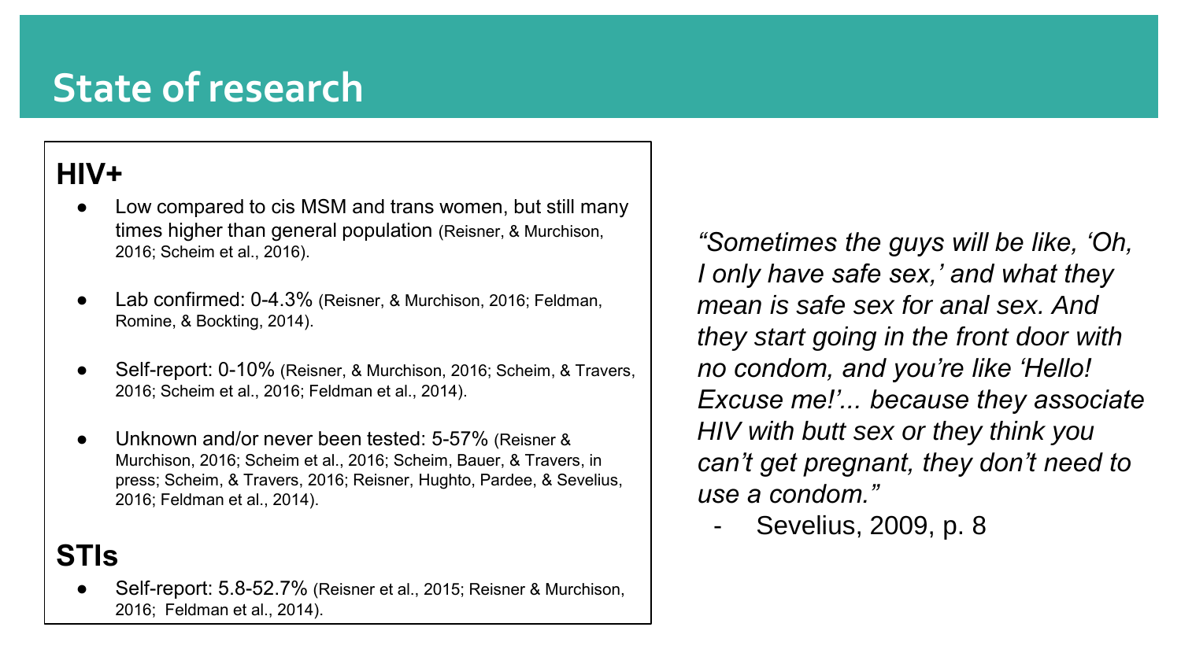# State of research

## HIV+

- Low compared to cis MSM and trans women, but still many times higher than general population (Reisner, & Murchison, 2016; Scheim et al., 2016).
- Lab confirmed: 0-4.3% (Reisner, & Murchison, 2016; Feldman, Romine, & Bockting, 2014).
- Self-report: 0-10% (Reisner, & Murchison, 2016; Scheim, & Travers, 2016; Scheim et al., 2016; Feldman et al., 2014).
- Unknown and/or never been tested: 5-57% (Reisner & Murchison, 2016; Scheim et al., 2016; Scheim, Bauer, & Travers, in press; Scheim, & Travers, 2016; Reisner, Hughto, Pardee, & Sevelius, 2016; Feldman et al., 2014).

## STIs

- Self-report: 5.8-52.7% (Reisner et al., 2015; Reisner & Murchison, 2016; Feldman et al., 2014).

*"Sometimes the guys will be like, 'Oh, I only have safe sex,' and what they mean is safe sex for anal sex. And they start going in the front door with no condom, and you're like 'Hello! Excuse me!'... because they associate HIV with butt sex or they think you can't get pregnant, they don't need to use a condom."*

- Sevelius, 2009, p. 8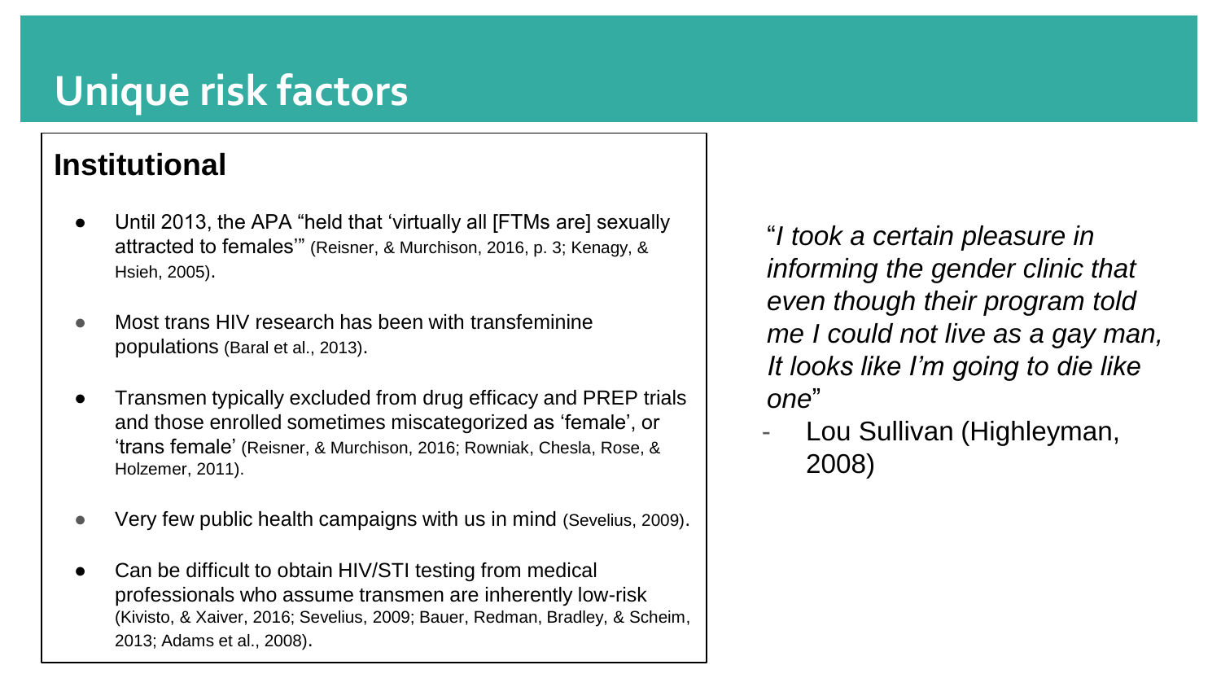# Unique risk factors

## Institutional

- Until 2013, the APA “held that ‘virtually all [FTMs are] sexually attracted to females’” (Reisner, & Murchison, 2016, p. 3; Kenagy, & Hsieh, 2005).
- Most trans HIV research has been with transfeminine populations (Baral et al., 2013).
- Transmen typically excluded from drug efficacy and PREP trials and those enrolled sometimes miscategorized as ‘female’, or ‘trans female’ (Reisner, & Murchison, 2016; Rowniak, Chesla, Rose, & Holzemer, 2011).
- Very few public health campaigns with us in mind (Sevelius, 2009).
- Can be difficult to obtain HIV/STI testing from medical professionals who assume transmen are inherently low-risk (Kivisto, & Xaiver, 2016; Sevelius, 2009; Bauer, Redman, Bradley, & Scheim, 2013; Adams et al., 2008).

“*I took a certain pleasure in informing the gender clinic that even though their program told me I could not live as a gay man, It looks like I’m going to die like one*”

- Lou Sullivan (Highleyman, 2008)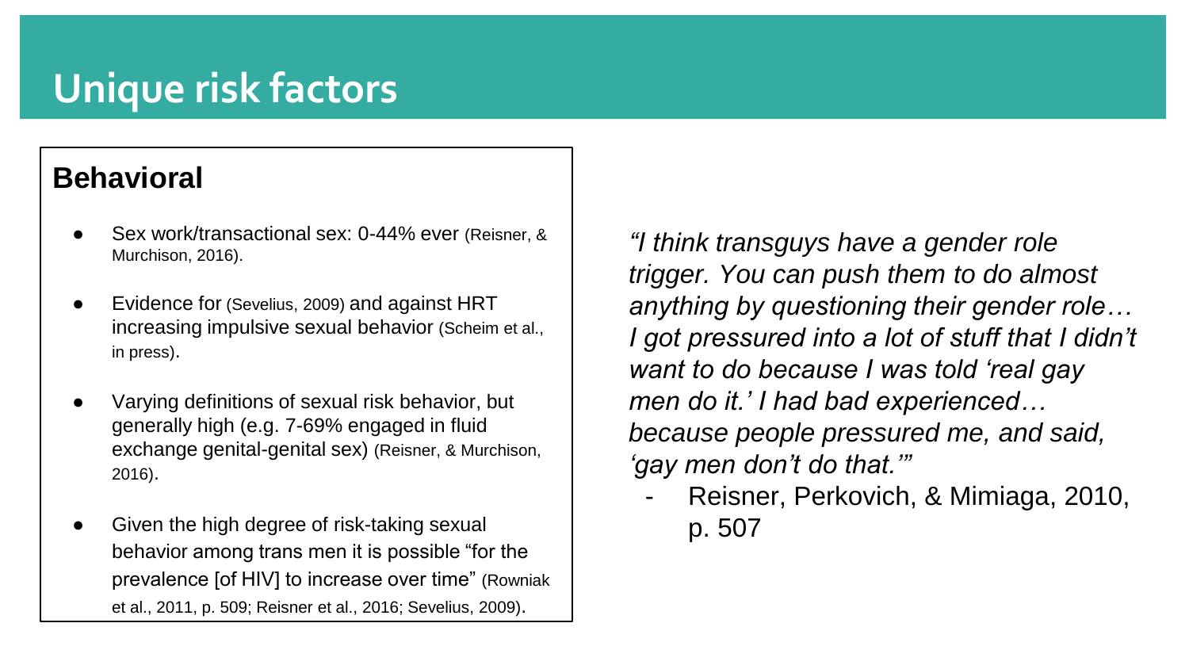# Unique risk factors

## Behavioral

- Sex work/transactional sex: 0-44% ever (Reisner, & Murchison, 2016).
- Evidence for (Sevelius, 2009) and against HRT increasing impulsive sexual behavior (Scheim et al., in press).
- Varying definitions of sexual risk behavior, but generally high (e.g. 7-69% engaged in fluid exchange genital-genital sex) (Reisner, & Murchison, 2016).
- Given the high degree of risk-taking sexual behavior among trans men it is possible "for the prevalence [of HIV] to increase over time" (Rowniak et al., 2011, p. 509; Reisner et al., 2016; Sevelius, 2009).

*"I think transguys have a gender role trigger. You can push them to do almost anything by questioning their gender role… I got pressured into a lot of stuff that I didn't want to do because I was told 'real gay men do it.' I had bad experienced… because people pressured me, and said, 'gay men don't do that.'"*

- Reisner, Perkovich, & Mimiaga, 2010, p. 507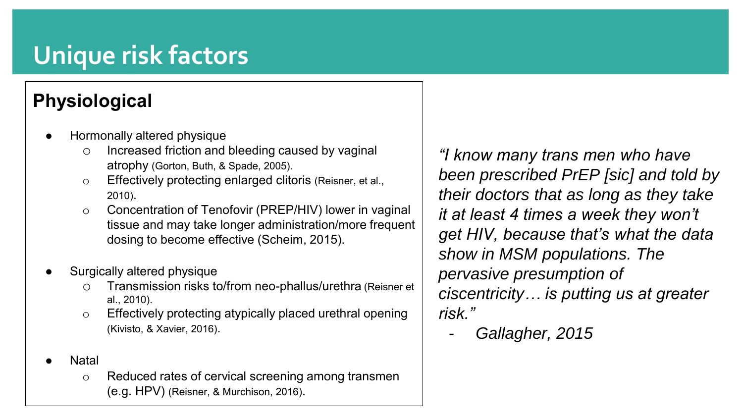# Unique risk factors

## Physiological

- Hormonally altered physique
  - Increased friction and bleeding caused by vaginal atrophy (Gorton, Buth, & Spade, 2005).
  - Effectively protecting enlarged clitoris (Reisner, et al., 2010).
  - Concentration of Tenofovir (PREP/HIV) lower in vaginal tissue and may take longer administration/more frequent dosing to become effective (Scheim, 2015).

- Surgically altered physique
  - Transmission risks to/from neo-phallus/urethra (Reisner et al., 2010).
  - Effectively protecting atypically placed urethral opening (Kivisto, & Xavier, 2016).

- Natal
  - Reduced rates of cervical screening among transmen (e.g. HPV) (Reisner, & Murchison, 2016).

*"I know many trans men who have been prescribed PrEP [sic] and told by their doctors that as long as they take it at least 4 times a week they won't get HIV, because that's what the data show in MSM populations. The pervasive presumption of ciscentricity… is putting us at greater risk."*

- *Gallagher, 2015*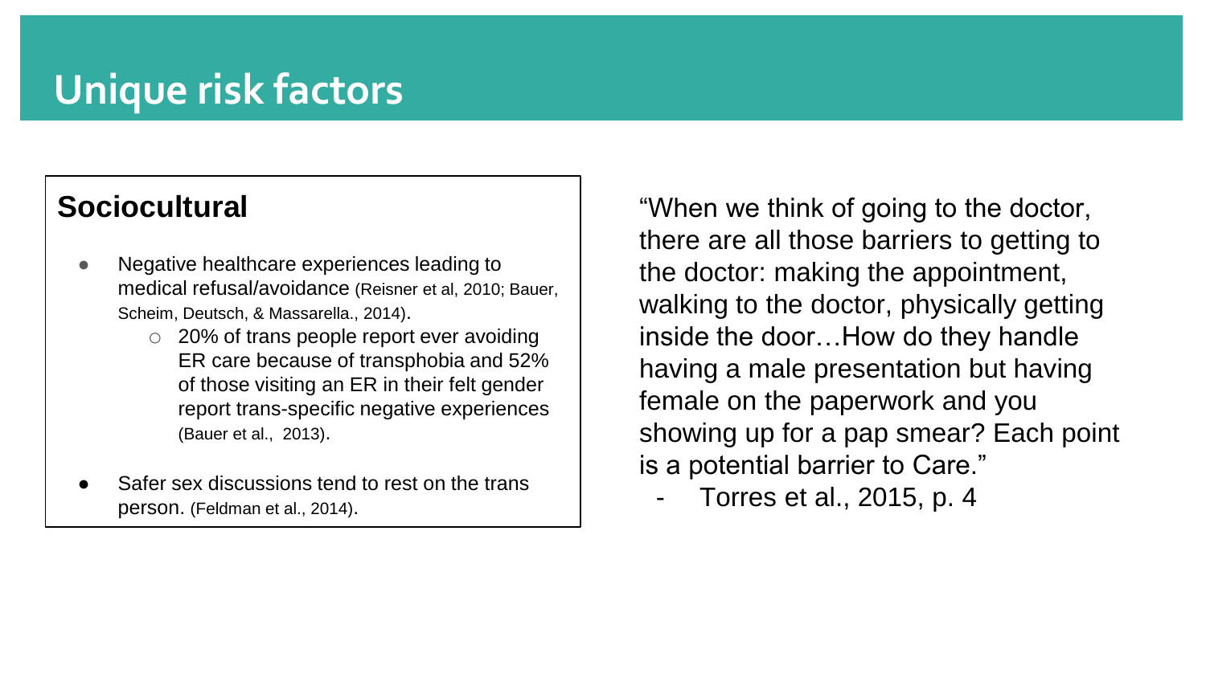# Unique risk factors

## Sociocultural

- Negative healthcare experiences leading to medical refusal/avoidance (Reisner et al, 2010; Bauer, Scheim, Deutsch, & Massarella., 2014).
  - 20% of trans people report ever avoiding ER care because of transphobia and 52% of those visiting an ER in their felt gender report trans-specific negative experiences (Bauer et al., 2013).
- Safer sex discussions tend to rest on the trans person. (Feldman et al., 2014).

"When we think of going to the doctor, there are all those barriers to getting to the doctor: making the appointment, walking to the doctor, physically getting inside the door…How do they handle having a male presentation but having female on the paperwork and you showing up for a pap smear? Each point is a potential barrier to Care."

- Torres et al., 2015, p. 4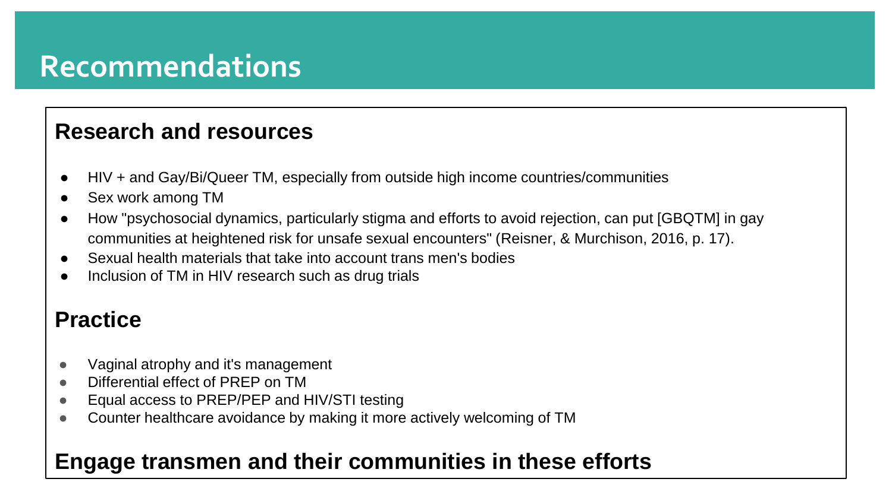# Recommendations

## Research and resources

- HIV + and Gay/Bi/Queer TM, especially from outside high income countries/communities
- Sex work among TM
- How "psychosocial dynamics, particularly stigma and efforts to avoid rejection, can put [GBQTM] in gay communities at heightened risk for unsafe sexual encounters" (Reisner, & Murchison, 2016, p. 17).
- Sexual health materials that take into account trans men's bodies
- Inclusion of TM in HIV research such as drug trials

## Practice

- Vaginal atrophy and it's management
- Differential effect of PREP on TM
- Equal access to PREP/PEP and HIV/STI testing
- Counter healthcare avoidance by making it more actively welcoming of TM

## Engage transmen and their communities in these efforts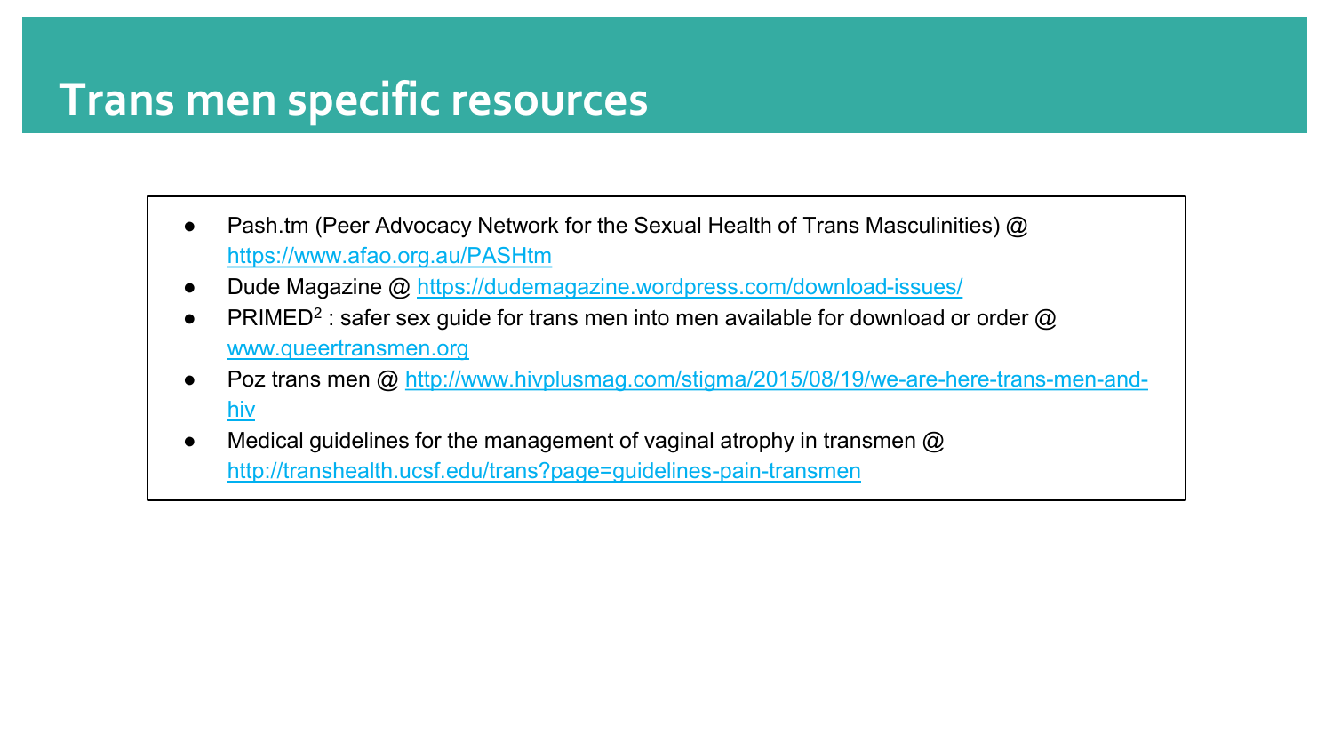# Trans men specific resources

- Pash.tm (Peer Advocacy Network for the Sexual Health of Trans Masculinities) @ https://www.afao.org.au/PASHtm
- Dude Magazine @ https://dudemagazine.wordpress.com/download-issues/
- PRIMED[2] : safer sex guide for trans men into men available for download or order @ www.queertransmen.org
- Poz trans men @ http://www.hivplusmag.com/stigma/2015/08/19/we-are-here-trans-men-and-hiv
- Medical guidelines for the management of vaginal atrophy in transmen @ http://transhealth.ucsf.edu/trans?page=guidelines-pain-transmen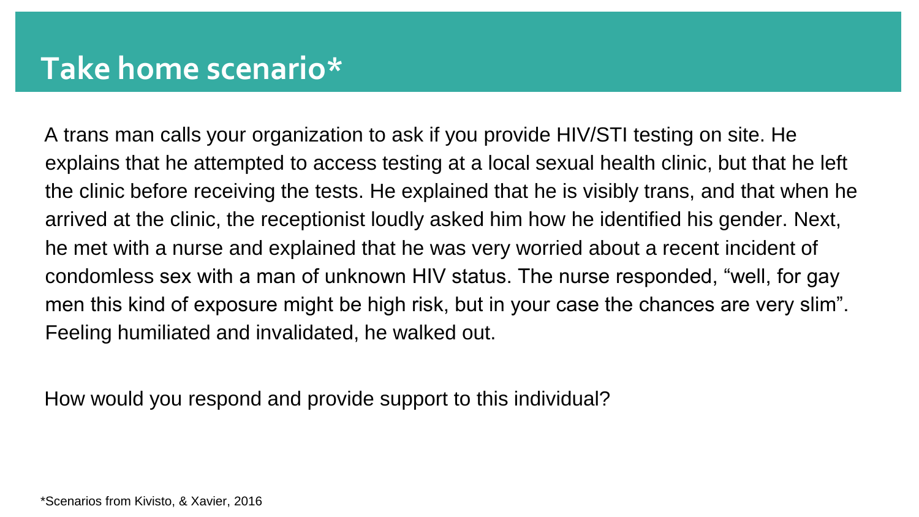# Take home scenario*

A trans man calls your organization to ask if you provide HIV/STI testing on site. He explains that he attempted to access testing at a local sexual health clinic, but that he left the clinic before receiving the tests. He explained that he is visibly trans, and that when he arrived at the clinic, the receptionist loudly asked him how he identified his gender. Next, he met with a nurse and explained that he was very worried about a recent incident of condomless sex with a man of unknown HIV status. The nurse responded, "well, for gay men this kind of exposure might be high risk, but in your case the chances are very slim". Feeling humiliated and invalidated, he walked out.

How would you respond and provide support to this individual?

*Scenarios from Kivisto, & Xavier, 2016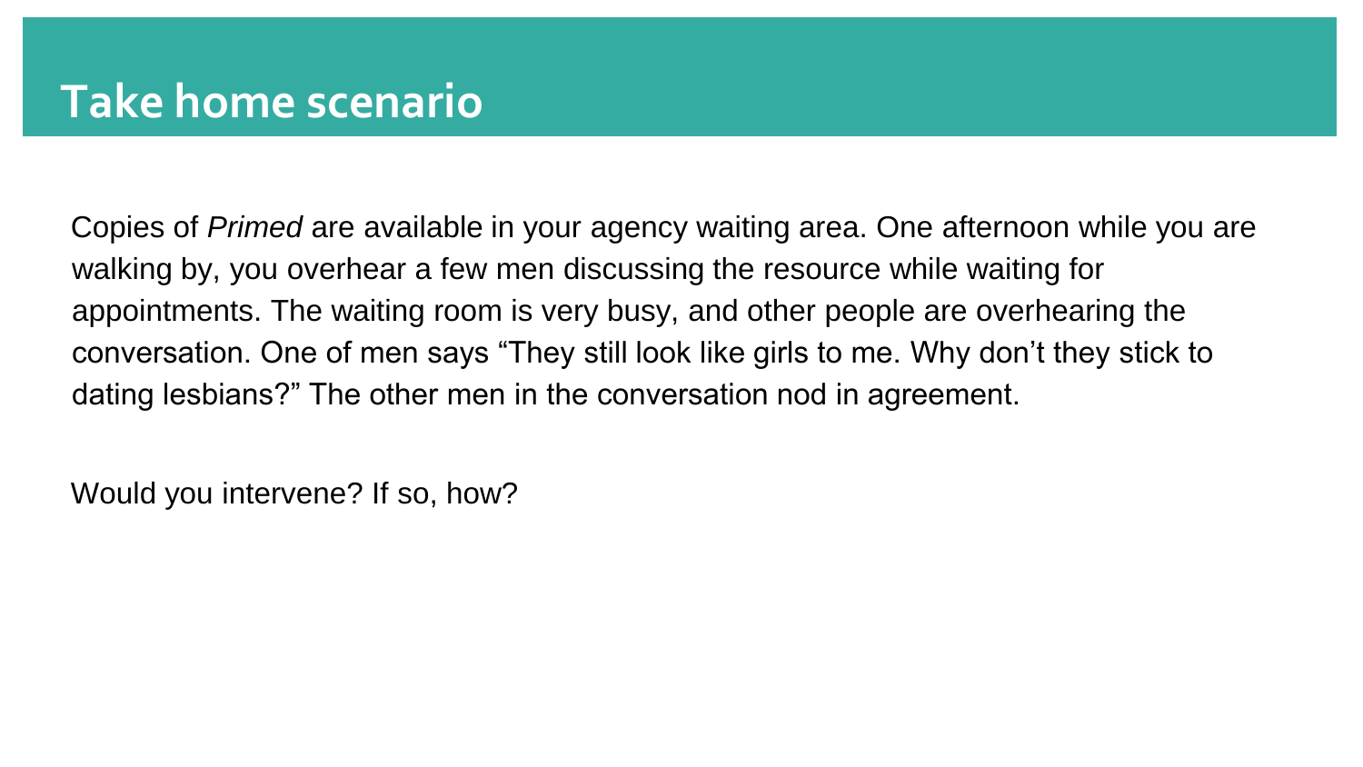# Take home scenario

Copies of *Primed* are available in your agency waiting area. One afternoon while you are walking by, you overhear a few men discussing the resource while waiting for appointments. The waiting room is very busy, and other people are overhearing the conversation. One of men says “They still look like girls to me. Why don’t they stick to dating lesbians?” The other men in the conversation nod in agreement.

Would you intervene? If so, how?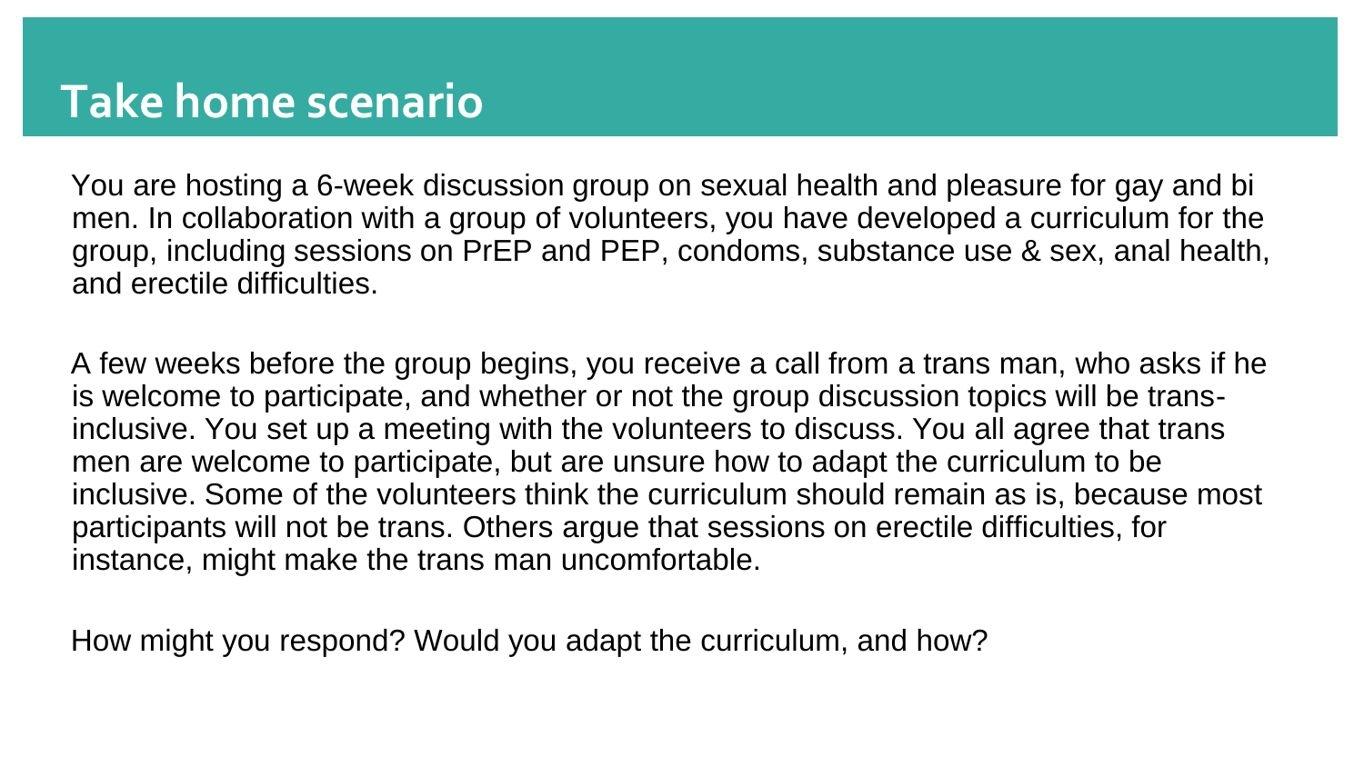# Take home scenario

You are hosting a 6-week discussion group on sexual health and pleasure for gay and bi men. In collaboration with a group of volunteers, you have developed a curriculum for the group, including sessions on PrEP and PEP, condoms, substance use & sex, anal health, and erectile difficulties.

A few weeks before the group begins, you receive a call from a trans man, who asks if he is welcome to participate, and whether or not the group discussion topics will be trans-inclusive. You set up a meeting with the volunteers to discuss. You all agree that trans men are welcome to participate, but are unsure how to adapt the curriculum to be inclusive. Some of the volunteers think the curriculum should remain as is, because most participants will not be trans. Others argue that sessions on erectile difficulties, for instance, might make the trans man uncomfortable.

How might you respond? Would you adapt the curriculum, and how?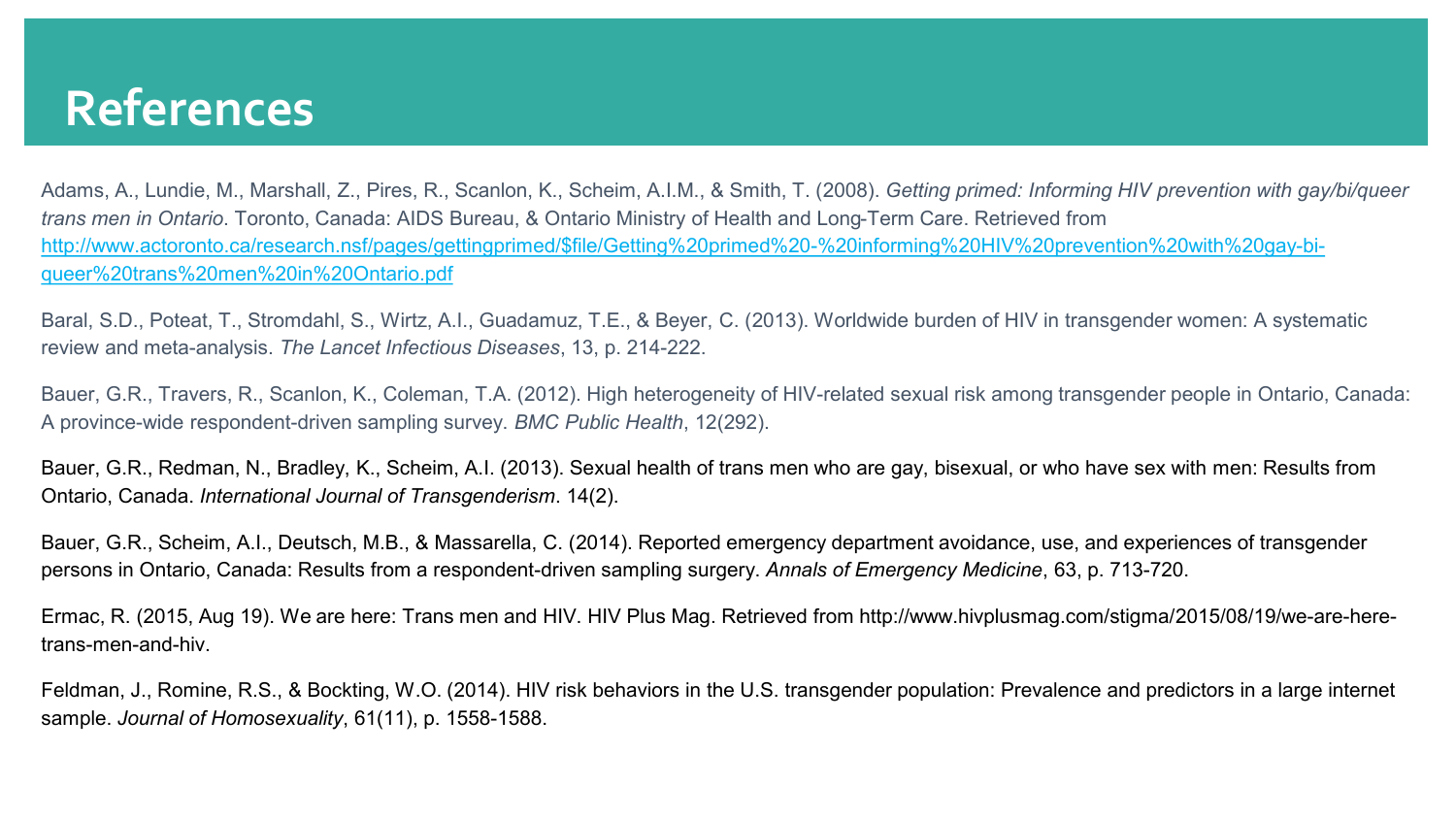# References

Adams, A., Lundie, M., Marshall, Z., Pires, R., Scanlon, K., Scheim, A.I.M., & Smith, T. (2008). *Getting primed: Informing HIV prevention with gay/bi/queer trans men in Ontario*. Toronto, Canada: AIDS Bureau, & Ontario Ministry of Health and Long-Term Care. Retrieved from http://www.actoronto.ca/research.nsf/pages/gettingprimed/$file/Getting%20primed%20-%20informing%20HIV%20prevention%20with%20gay-bi-queer%20trans%20men%20in%20Ontario.pdf

Baral, S.D., Poteat, T., Stromdahl, S., Wirtz, A.I., Guadamuz, T.E., & Beyer, C. (2013). Worldwide burden of HIV in transgender women: A systematic review and meta-analysis. *The Lancet Infectious Diseases*, 13, p. 214-222.

Bauer, G.R., Travers, R., Scanlon, K., Coleman, T.A. (2012). High heterogeneity of HIV-related sexual risk among transgender people in Ontario, Canada: A province-wide respondent-driven sampling survey. *BMC Public Health*, 12(292).

Bauer, G.R., Redman, N., Bradley, K., Scheim, A.I. (2013). Sexual health of trans men who are gay, bisexual, or who have sex with men: Results from Ontario, Canada. *International Journal of Transgenderism*. 14(2).

Bauer, G.R., Scheim, A.I., Deutsch, M.B., & Massarella, C. (2014). Reported emergency department avoidance, use, and experiences of transgender persons in Ontario, Canada: Results from a respondent-driven sampling surgery. *Annals of Emergency Medicine*, 63, p. 713-720.

Ermac, R. (2015, Aug 19). We are here: Trans men and HIV. HIV Plus Mag. Retrieved from http://www.hivplusmag.com/stigma/2015/08/19/we-are-here-trans-men-and-hiv.

Feldman, J., Romine, R.S., & Bockting, W.O. (2014). HIV risk behaviors in the U.S. transgender population: Prevalence and predictors in a large internet sample. *Journal of Homosexuality*, 61(11), p. 1558-1588.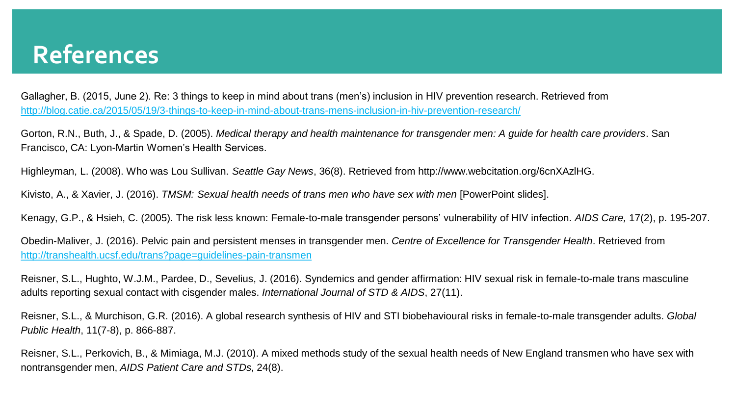# References

Gallagher, B. (2015, June 2). Re: 3 things to keep in mind about trans (men's) inclusion in HIV prevention research. Retrieved from http://blog.catie.ca/2015/05/19/3-things-to-keep-in-mind-about-trans-mens-inclusion-in-hiv-prevention-research/

Gorton, R.N., Buth, J., & Spade, D. (2005). *Medical therapy and health maintenance for transgender men: A guide for health care providers*. San Francisco, CA: Lyon-Martin Women's Health Services.

Highleyman, L. (2008). Who was Lou Sullivan. *Seattle Gay News*, 36(8). Retrieved from http://www.webcitation.org/6cnXAzlHG.

Kivisto, A., & Xavier, J. (2016). *TMSM: Sexual health needs of trans men who have sex with men* [PowerPoint slides].

Kenagy, G.P., & Hsieh, C. (2005). The risk less known: Female-to-male transgender persons' vulnerability of HIV infection. *AIDS Care,* 17(2), p. 195-207.

Obedin-Maliver, J. (2016). Pelvic pain and persistent menses in transgender men. *Centre of Excellence for Transgender Health*. Retrieved from http://transhealth.ucsf.edu/trans?page=guidelines-pain-transmen

Reisner, S.L., Hughto, W.J.M., Pardee, D., Sevelius, J. (2016). Syndemics and gender affirmation: HIV sexual risk in female-to-male trans masculine adults reporting sexual contact with cisgender males. *International Journal of STD & AIDS*, 27(11).

Reisner, S.L., & Murchison, G.R. (2016). A global research synthesis of HIV and STI biobehavioural risks in female-to-male transgender adults. *Global Public Health*, 11(7-8), p. 866-887.

Reisner, S.L., Perkovich, B., & Mimiaga, M.J. (2010). A mixed methods study of the sexual health needs of New England transmen who have sex with nontransgender men, *AIDS Patient Care and STDs*, 24(8).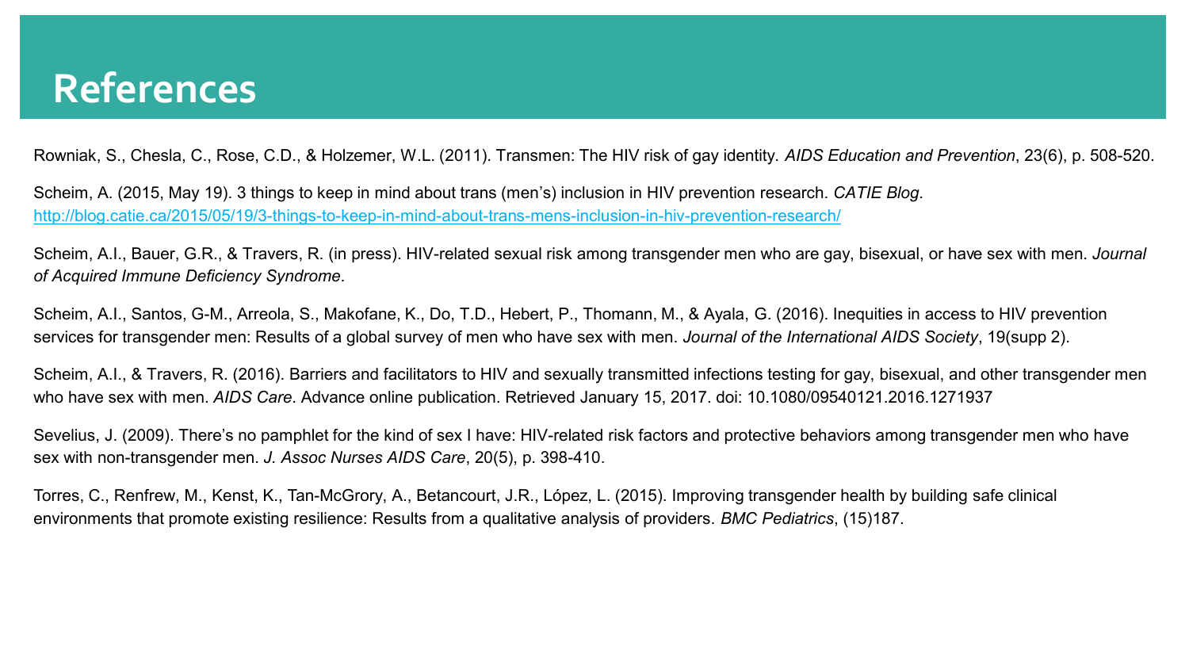# References

Rowniak, S., Chesla, C., Rose, C.D., & Holzemer, W.L. (2011). Transmen: The HIV risk of gay identity. *AIDS Education and Prevention*, 23(6), p. 508-520.

Scheim, A. (2015, May 19). 3 things to keep in mind about trans (men's) inclusion in HIV prevention research. *CATIE Blog*. http://blog.catie.ca/2015/05/19/3-things-to-keep-in-mind-about-trans-mens-inclusion-in-hiv-prevention-research/

Scheim, A.I., Bauer, G.R., & Travers, R. (in press). HIV-related sexual risk among transgender men who are gay, bisexual, or have sex with men. *Journal of Acquired Immune Deficiency Syndrome*.

Scheim, A.I., Santos, G-M., Arreola, S., Makofane, K., Do, T.D., Hebert, P., Thomann, M., & Ayala, G. (2016). Inequities in access to HIV prevention services for transgender men: Results of a global survey of men who have sex with men. *Journal of the International AIDS Society*, 19(supp 2).

Scheim, A.I., & Travers, R. (2016). Barriers and facilitators to HIV and sexually transmitted infections testing for gay, bisexual, and other transgender men who have sex with men. *AIDS Care*. Advance online publication. Retrieved January 15, 2017. doi: 10.1080/09540121.2016.1271937

Sevelius, J. (2009). There's no pamphlet for the kind of sex I have: HIV-related risk factors and protective behaviors among transgender men who have sex with non-transgender men. *J. Assoc Nurses AIDS Care*, 20(5), p. 398-410.

Torres, C., Renfrew, M., Kenst, K., Tan-McGrory, A., Betancourt, J.R., López, L. (2015). Improving transgender health by building safe clinical environments that promote existing resilience: Results from a qualitative analysis of providers. *BMC Pediatrics*, (15)187.